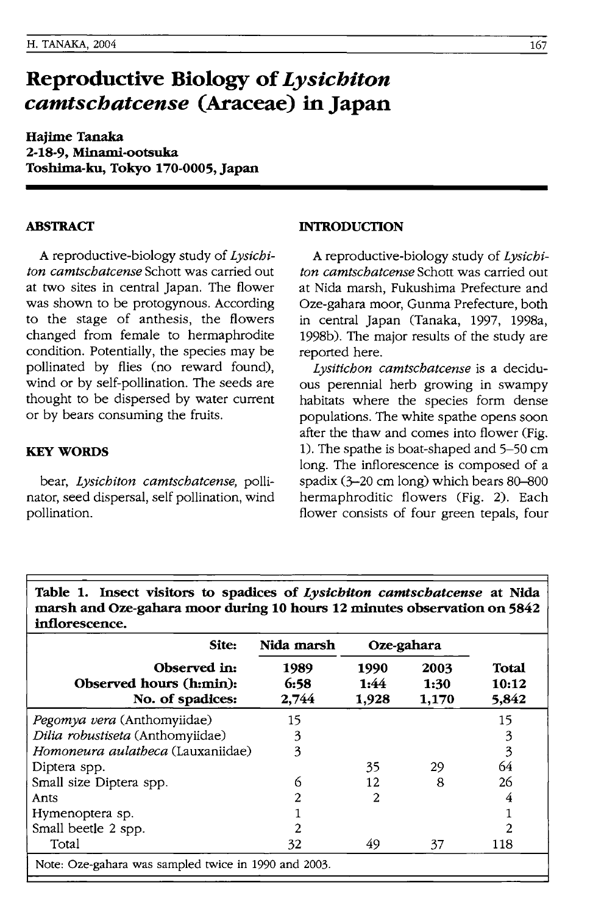# Reproductive Biology of *Lysichiton camtschatcense* (Araceae) in Japan

**Hajime Tanaka**
**2-18-9, Minami-ootsuka**
**Toshima-ku, Tokyo 170-0005, Japan**

## ABSTRACT

A reproductive-biology study of *Lysichiton camtschatcense* Schott was carried out at two sites in central Japan. The flower was shown to be protogynous. According to the stage of anthesis, the flowers changed from female to hermaphrodite condition. Potentially, the species may be pollinated by flies (no reward found), wind or by self-pollination. The seeds are thought to be dispersed by water current or by bears consuming the fruits.

## KEY WORDS

bear, *Lysichiton camtschatcense,* pollinator, seed dispersal, self pollination, wind pollination.

## INTRODUCTION

A reproductive-biology study of *Lysichiton camtschatcense* Schott was carried out at Nida marsh, Fukushima Prefecture and Oze-gahara moor, Gunma Prefecture, both in central Japan (Tanaka, 1997, 1998a, 1998b). The major results of the study are reported here.

*Lysitichon camtschatcense* is a deciduous perennial herb growing in swampy habitats where the species form dense populations. The white spathe opens soon after the thaw and comes into flower (Fig. 1). The spathe is boat-shaped and 5–50 cm long. The inflorescence is composed of a spadix (3–20 cm long) which bears 80–800 hermaphroditic flowers (Fig. 2). Each flower consists of four green tepals, four

**Table 1. Insect visitors to spadices of *Lysichiton camtschatcense* at Nida marsh and Oze-gahara moor during 10 hours 12 minutes observation on 5842 inflorescence.**

| Site: | Nida marsh | Oze-gahara | | |
|---|---|---|---|---|
| Observed in: | 1989 | 1990 | 2003 | Total |
| Observed hours (h:min): | 6:58 | 1:44 | 1:30 | 10:12 |
| No. of spadices: | 2,744 | 1,928 | 1,170 | 5,842 |
| *Pegomya vera* (Anthomyiidae) | 15 | | | 15 |
| *Dilia robustiseta* (Anthomyiidae) | 3 | | | 3 |
| *Homoneura aulatheca* (Lauxaniidae) | 3 | | | 3 |
| Diptera spp. | | 35 | 29 | 64 |
| Small size Diptera spp. | 6 | 12 | 8 | 26 |
| Ants | 2 | 2 | | 4 |
| Hymenoptera sp. | 1 | | | 1 |
| Small beetle 2 spp. | 2 | | | 2 |
| Total | 32 | 49 | 37 | 118 |

Note: Oze-gahara was sampled twice in 1990 and 2003.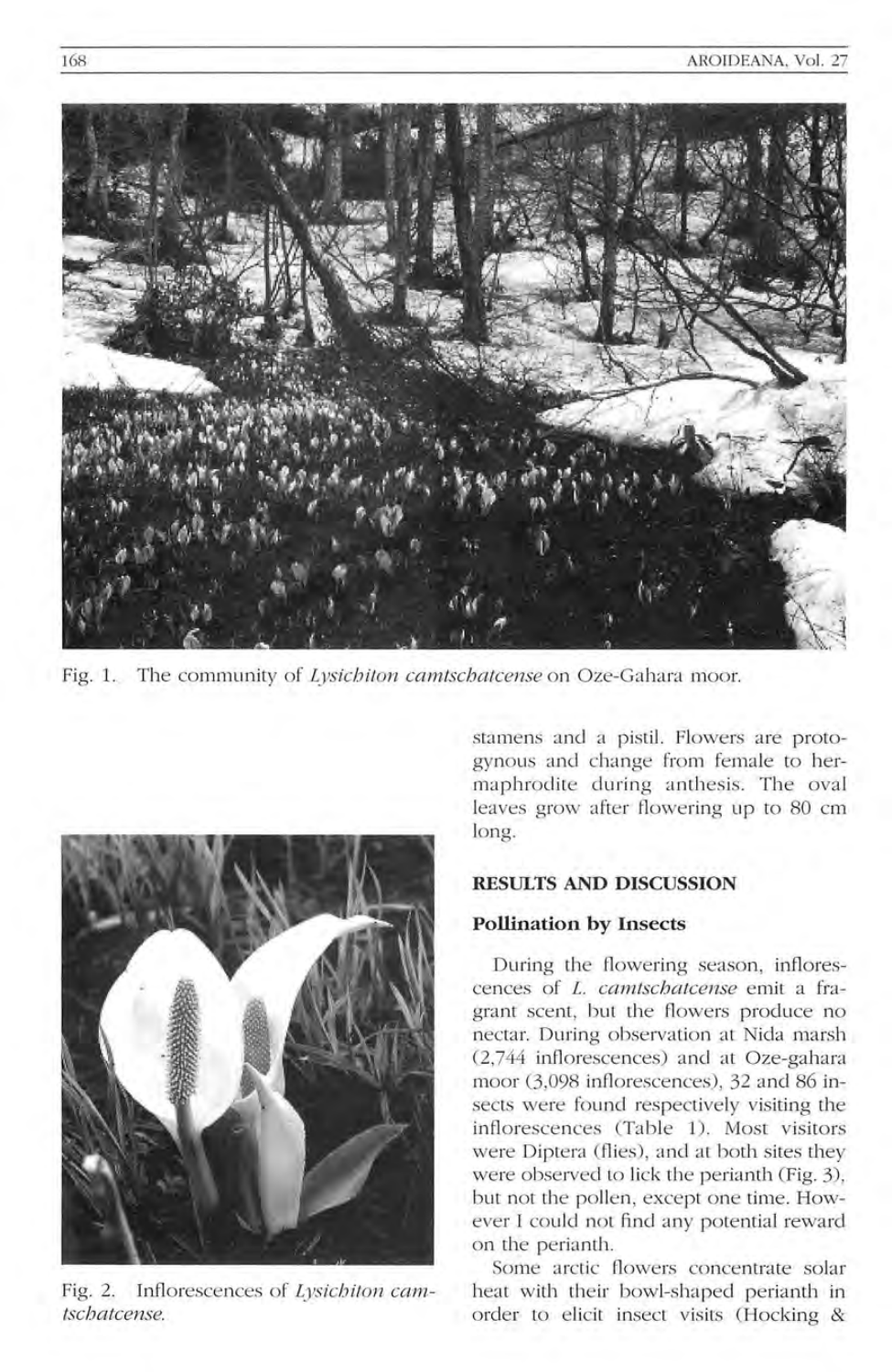Fig. 1. The community of *Lysichiton camtschatcense* on Oze-Gahara moor.

Fig. 2. Inflorescences of *Lysichiton camtschatcense*.

stamens and a pistil. Flowers are protogynous and change from female to hermaphrodite during anthesis. The oval leaves grow after flowering up to 80 cm long.

## RESULTS AND DISCUSSION

### Pollination by Insects

During the flowering season, inflorescences of *L. camtschatcense* emit a fragrant scent, but the flowers produce no nectar. During observation at Nida marsh (2,744 inflorescences) and at Oze-gahara moor (3,098 inflorescences), 32 and 86 insects were found respectively visiting the inflorescences (Table 1). Most visitors were Diptera (flies), and at both sites they were observed to lick the perianth (Fig. 3), but not the pollen, except one time. However I could not find any potential reward on the perianth.

Some arctic flowers concentrate solar heat with their bowl-shaped perianth in order to elicit insect visits (Hocking &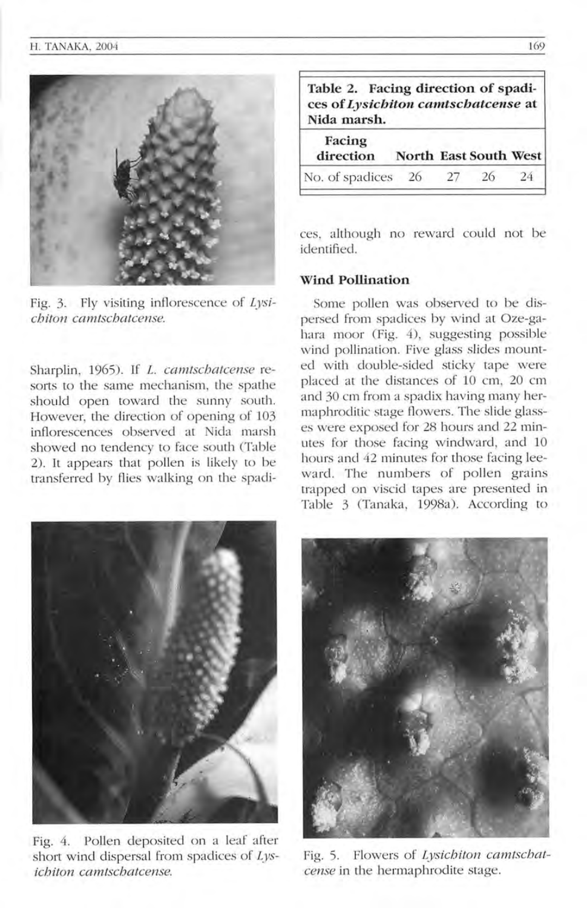Fig. 3. Fly visiting inflorescence of *Lysichiton camtschatcense*.

Sharplin, 1965). If *L. camtschatcense* resorts to the same mechanism, the spathe should open toward the sunny south. However, the direction of opening of 103 inflorescences observed at Nida marsh showed no tendency to face south (Table 2). It appears that pollen is likely to be transferred by flies walking on the spadices, although no reward could not be identified.

**Table 2. Facing direction of spadices of *Lysichiton camtschatcense* at Nida marsh.**

| Facing direction | North | East | South | West |
|---|---|---|---|---|
| No. of spadices | 26 | 27 | 26 | 24 |

### Wind Pollination

Some pollen was observed to be dispersed from spadices by wind at Oze-gahara moor (Fig. 4), suggesting possible wind pollination. Five glass slides mounted with double-sided sticky tape were placed at the distances of 10 cm, 20 cm and 30 cm from a spadix having many hermaphroditic stage flowers. The slide glasses were exposed for 28 hours and 22 minutes for those facing windward, and 10 hours and 42 minutes for those facing leeward. The numbers of pollen grains trapped on viscid tapes are presented in Table 3 (Tanaka, 1998a). According to

Fig. 4. Pollen deposited on a leaf after short wind dispersal from spadices of *Lysichiton camtschatcense*.

Fig. 5. Flowers of *Lysichiton camtschatcense* in the hermaphrodite stage.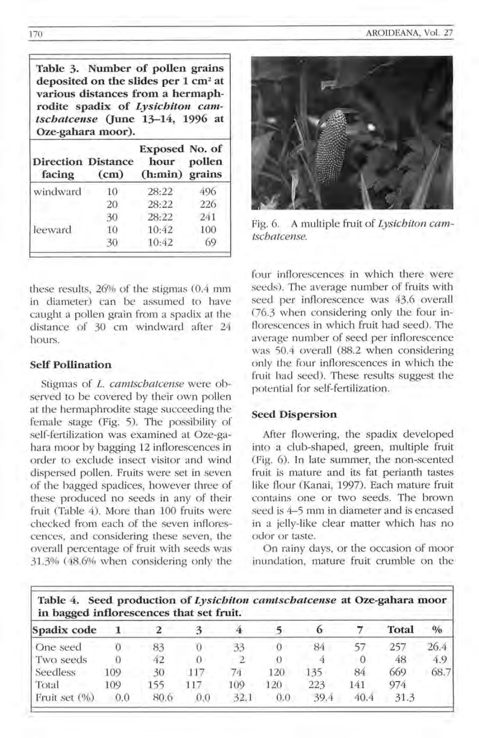**Table 3. Number of pollen grains deposited on the slides per 1 cm² at various distances from a hermaphrodite spadix of *Lysichiton camtschatcense* (June 13–14, 1996 at Oze-gahara moor).**

| Direction facing | Distance (cm) | Exposed hour (h:min) | No. of pollen grains |
|---|---|---|---|
| windward | 10 | 28:22 | 496 |
| | 20 | 28:22 | 226 |
| | 30 | 28:22 | 241 |
| leeward | 10 | 10:42 | 100 |
| | 30 | 10:42 | 69 |

these results, 26% of the stigmas (0.4 mm in diameter) can be assumed to have caught a pollen grain from a spadix at the distance of 30 cm windward after 24 hours.

### Self Pollination

Stigmas of *L. camtschatcense* were observed to be covered by their own pollen at the hermaphrodite stage succeeding the female stage (Fig. 5). The possibility of self-fertilization was examined at Oze-gahara moor by bagging 12 inflorescences in order to exclude insect visitor and wind dispersed pollen. Fruits were set in seven of the bagged spadices, however three of these produced no seeds in any of their fruit (Table 4). More than 100 fruits were checked from each of the seven inflorescences, and considering these seven, the overall percentage of fruit with seeds was 31.3% (48.6% when considering only the four inflorescences in which there were seeds). The average number of fruits with seed per inflorescence was 43.6 overall (76.3 when considering only the four inflorescences in which fruit had seed). The average number of seed per inflorescence was 50.4 overall (88.2 when considering only the four inflorescences in which the fruit had seed). These results suggest the potential for self-fertilization.

Fig. 6. A multiple fruit of *Lysichiton camtschatcense*.

### Seed Dispersion

After flowering, the spadix developed into a club-shaped, green, multiple fruit (Fig. 6). In late summer, the non-scented fruit is mature and its fat perianth tastes like flour (Kanai, 1997). Each mature fruit contains one or two seeds. The brown seed is 4–5 mm in diameter and is encased in a jelly-like clear matter which has no odor or taste.

On rainy days, or the occasion of moor inundation, mature fruit crumble on the

**Table 4. Seed production of *Lysichiton camtschatcense* at Oze-gahara moor in bagged inflorescences that set fruit.**

| Spadix code | 1 | 2 | 3 | 4 | 5 | 6 | 7 | Total | % |
|---|---|---|---|---|---|---|---|---|---|
| One seed | 0 | 83 | 0 | 33 | 0 | 84 | 57 | 257 | 26.4 |
| Two seeds | 0 | 42 | 0 | 2 | 0 | 4 | 0 | 48 | 4.9 |
| Seedless | 109 | 30 | 117 | 74 | 120 | 135 | 84 | 669 | 68.7 |
| Total | 109 | 155 | 117 | 109 | 120 | 223 | 141 | 974 | |
| Fruit set (%) | 0.0 | 80.6 | 0.0 | 32.1 | 0.0 | 39.4 | 40.4 | 31.3 | |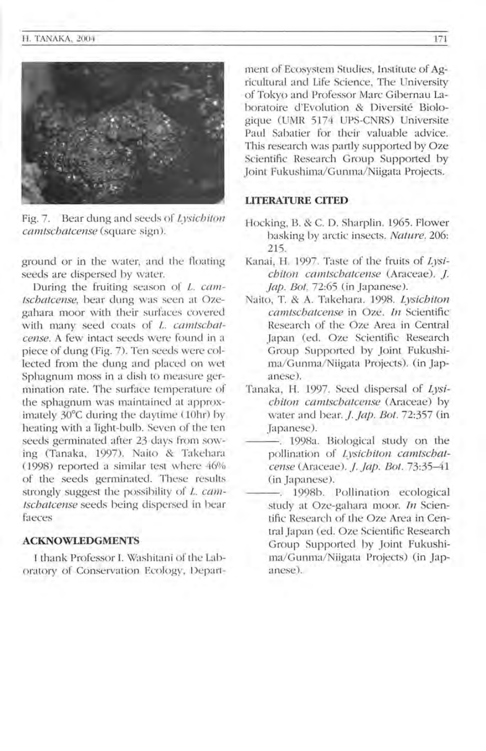Fig. 7. Bear dung and seeds of *Lysichiton camtschatcense* (square sign).

ground or in the water, and the floating seeds are dispersed by water.

During the fruiting season of *L. camtschatcense*, bear dung was seen at Oze-gahara moor with their surfaces covered with many seed coats of *L. camtschatcense*. A few intact seeds were found in a piece of dung (Fig. 7). Ten seeds were collected from the dung and placed on wet Sphagnum moss in a dish to measure germination rate. The surface temperature of the sphagnum was maintained at approximately 30°C during the daytime (10hr) by heating with a light-bulb. Seven of the ten seeds germinated after 23 days from sowing (Tanaka, 1997). Naito & Takehara (1998) reported a similar test where 46% of the seeds germinated. These results strongly suggest the possibility of *L. camtschatcense* seeds being dispersed in bear faeces

## ACKNOWLEDGMENTS

I thank Professor I. Washitani of the Laboratory of Conservation Ecology, Department of Ecosystem Studies, Institute of Agricultural and Life Science, The University of Tokyo and Professor Marc Gibernau Laboratoire d'Evolution & Diversité Biologique (UMR 5174 UPS-CNRS) Universite Paul Sabatier for their valuable advice. This research was partly supported by Oze Scientific Research Group Supported by Joint Fukushima/Gunma/Niigata Projects.

## LITERATURE CITED

Hocking, B. & C. D. Sharplin. 1965. Flower basking by arctic insects. *Nature*. 206: 215.

Kanai, H. 1997. Taste of the fruits of *Lysichiton camtschatcense* (Araceae). *J. Jap. Bot.* 72:65 (in Japanese).

Naito, T. & A. Takehara. 1998. *Lysichiton camtschatcense* in Oze. *In* Scientific Research of the Oze Area in Central Japan (ed. Oze Scientific Research Group Supported by Joint Fukushima/Gunma/Niigata Projects). (in Japanese).

Tanaka, H. 1997. Seed dispersal of *Lysichiton camtschatcense* (Araceae) by water and bear. *J. Jap. Bot.* 72:357 (in Japanese).

———. 1998a. Biological study on the pollination of *Lysichiton camtschatcense* (Araceae). *J. Jap. Bot.* 73:35–41 (in Japanese).

———. 1998b. Pollination ecological study at Oze-gahara moor. *In* Scientific Research of the Oze Area in Central Japan (ed. Oze Scientific Research Group Supported by Joint Fukushima/Gunma/Niigata Projects) (in Japanese).